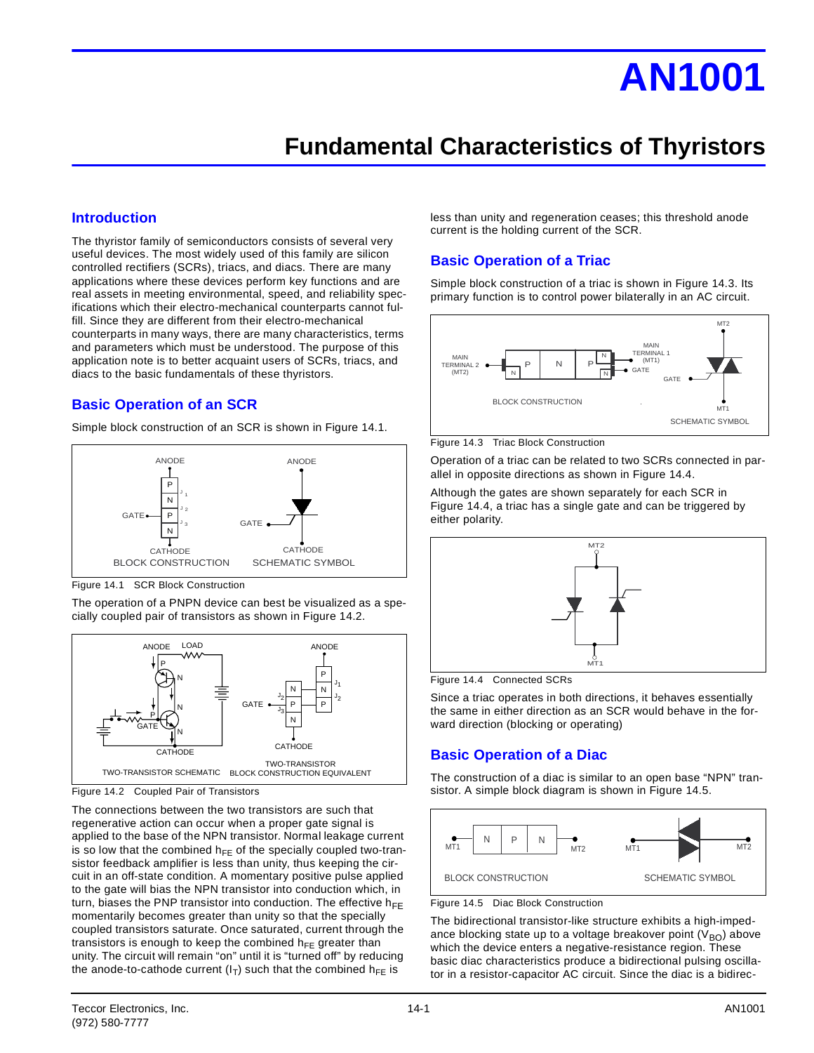# AN1001

# Fundamental Characteristics of Thyristors

## Introduction

The thyristor family of semiconductors consists of several very useful devices. The most widely used of this family are silicon controlled rectifiers (SCRs), triacs, and diacs. There are many applications where these devices perform key functions and are real assets in meeting environmental, speed, and reliability specifications which their electro-mechanical counterparts cannot fulfill. Since they are different from their electro-mechanical counterparts in many ways, there are many characteristics, terms and parameters which must be understood. The purpose of this application note is to better acquaint users of SCRs, triacs, and diacs to the basic fundamentals of these thyristors.

## Basic Operation of an SCR

Simple block construction of an SCR is shown in Figure 14.1.

Figure 14.1 SCR Block Construction

The operation of a PNPN device can best be visualized as a specially coupled pair of transistors as shown in Figure 14.2.

Figure 14.2 Coupled Pair of Transistors

The connections between the two transistors are such that regenerative action can occur when a proper gate signal is applied to the base of the NPN transistor. Normal leakage current is so low that the combined $h_{FE}$ of the specially coupled two-transistor feedback amplifier is less than unity, thus keeping the circuit in an off-state condition. A momentary positive pulse applied to the gate will bias the NPN transistor into conduction which, in turn, biases the PNP transistor into conduction. The effective $h_{FE}$ momentarily becomes greater than unity so that the specially coupled transistors saturate. Once saturated, current through the transistors is enough to keep the combined $h_{FE}$ greater than unity. The circuit will remain "on" until it is "turned off" by reducing the anode-to-cathode current ($I_T$) such that the combined $h_{FE}$ is less than unity and regeneration ceases; this threshold anode current is the holding current of the SCR.

## Basic Operation of a Triac

Simple block construction of a triac is shown in Figure 14.3. Its primary function is to control power bilaterally in an AC circuit.

Figure 14.3 Triac Block Construction

Operation of a triac can be related to two SCRs connected in parallel in opposite directions as shown in Figure 14.4.

Although the gates are shown separately for each SCR in Figure 14.4, a triac has a single gate and can be triggered by either polarity.

Figure 14.4 Connected SCRs

Since a triac operates in both directions, it behaves essentially the same in either direction as an SCR would behave in the forward direction (blocking or operating)

## Basic Operation of a Diac

The construction of a diac is similar to an open base "NPN" transistor. A simple block diagram is shown in Figure 14.5.

Figure 14.5 Diac Block Construction

The bidirectional transistor-like structure exhibits a high-impedance blocking state up to a voltage breakover point ($V_{BO}$) above which the device enters a negative-resistance region. These basic diac characteristics produce a bidirectional pulsing oscillator in a resistor-capacitor AC circuit. Since the diac is a bidirec-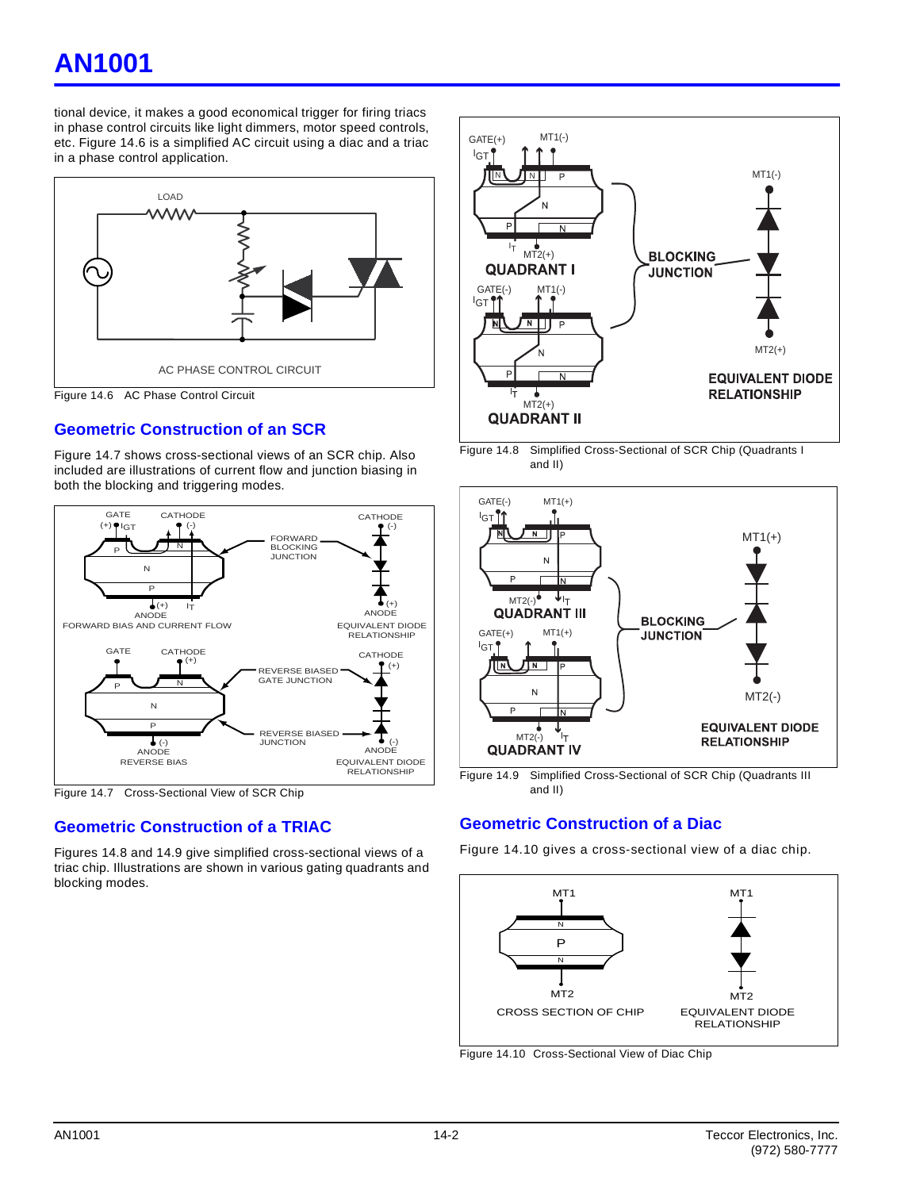tional device, it makes a good economical trigger for firing triacs in phase control circuits like light dimmers, motor speed controls, etc. Figure 14.6 is a simplified AC circuit using a diac and a triac in a phase control application.

Figure 14.6 AC Phase Control Circuit

## Geometric Construction of an SCR

Figure 14.7 shows cross-sectional views of an SCR chip. Also included are illustrations of current flow and junction biasing in both the blocking and triggering modes.

Figure 14.7 Cross-Sectional View of SCR Chip

## Geometric Construction of a TRIAC

Figures 14.8 and 14.9 give simplified cross-sectional views of a triac chip. Illustrations are shown in various gating quadrants and blocking modes.

Figure 14.8 Simplified Cross-Sectional of SCR Chip (Quadrants I and II)

Figure 14.9 Simplified Cross-Sectional of SCR Chip (Quadrants III and II)

## Geometric Construction of a Diac

Figure 14.10 gives a cross-sectional view of a diac chip.

Figure 14.10 Cross-Sectional View of Diac Chip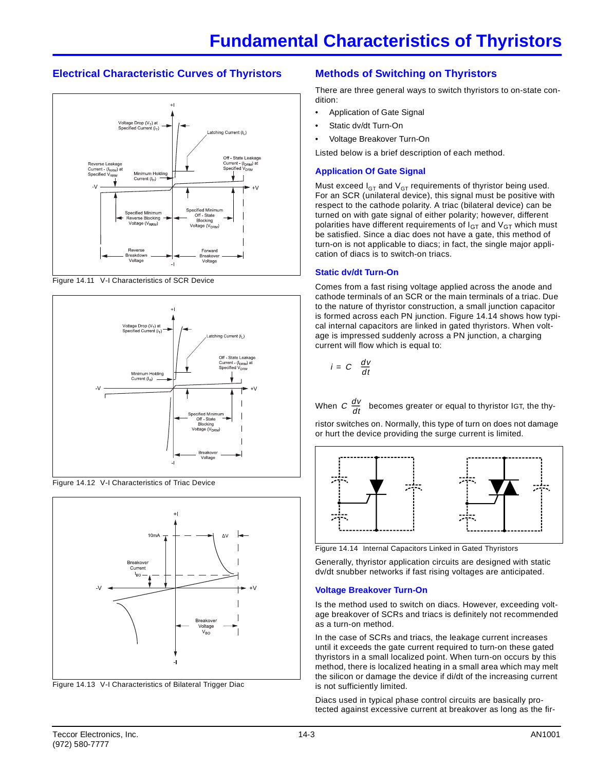## Electrical Characteristic Curves of Thyristors

Figure 14.11 V-I Characteristics of SCR Device

Figure 14.12 V-I Characteristics of Triac Device

Figure 14.13 V-I Characteristics of Bilateral Trigger Diac

## Methods of Switching on Thyristors

There are three general ways to switch thyristors to on-state condition:

- Application of Gate Signal
- Static dv/dt Turn-On
- Voltage Breakover Turn-On

Listed below is a brief description of each method.

### Application Of Gate Signal

Must exceed $I_{GT}$ and $V_{GT}$ requirements of thyristor being used. For an SCR (unilateral device), this signal must be positive with respect to the cathode polarity. A triac (bilateral device) can be turned on with gate signal of either polarity; however, different polarities have different requirements of $I_{GT}$ and $V_{GT}$ which must be satisfied. Since a diac does not have a gate, this method of turn-on is not applicable to diacs; in fact, the single major application of diacs is to switch-on triacs.

### Static dv/dt Turn-On

Comes from a fast rising voltage applied across the anode and cathode terminals of an SCR or the main terminals of a triac. Due to the nature of thyristor construction, a small junction capacitor is formed across each PN junction. Figure 14.14 shows how typical internal capacitors are linked in gated thyristors. When voltage is impressed suddenly across a PN junction, a charging current will flow which is equal to:

$$i = C\frac{dv}{dt}$$

When $C\frac{dv}{dt}$ becomes greater or equal to thyristor $I_{GT}$, the thyristor switches on. Normally, this type of turn on does not damage or hurt the device providing the surge current is limited.

Figure 14.14 Internal Capacitors Linked in Gated Thyristors

Generally, thyristor application circuits are designed with static dv/dt snubber networks if fast rising voltages are anticipated.

### Voltage Breakover Turn-On

Is the method used to switch on diacs. However, exceeding voltage breakover of SCRs and triacs is definitely not recommended as a turn-on method.

In the case of SCRs and triacs, the leakage current increases until it exceeds the gate current required to turn-on these gated thyristors in a small localized point. When turn-on occurs by this method, there is localized heating in a small area which may melt the silicon or damage the device if di/dt of the increasing current is not sufficiently limited.

Diacs used in typical phase control circuits are basically protected against excessive current at breakover as long as the fir-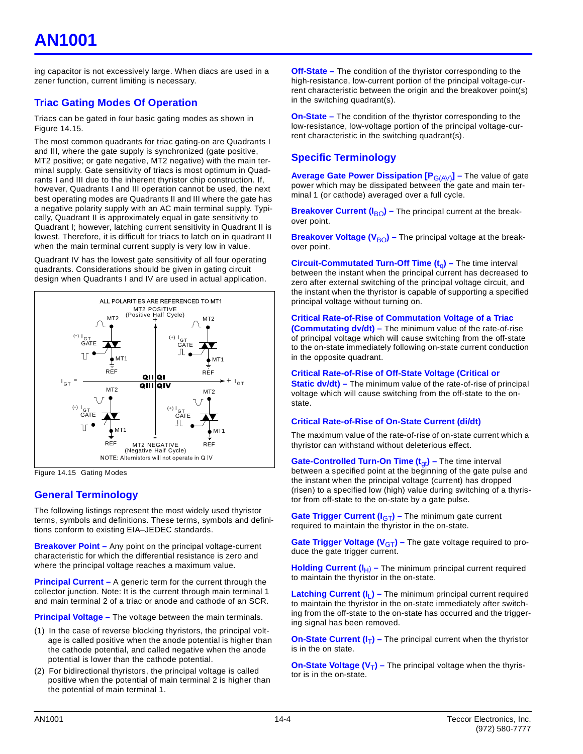ing capacitor is not excessively large. When diacs are used in a zener function, current limiting is necessary.

## Triac Gating Modes Of Operation

Triacs can be gated in four basic gating modes as shown in Figure 14.15.

The most common quadrants for triac gating-on are Quadrants I and III, where the gate supply is synchronized (gate positive, MT2 positive; or gate negative, MT2 negative) with the main terminal supply. Gate sensitivity of triacs is most optimum in Quadrants I and III due to the inherent thyristor chip construction. If, however, Quadrants I and III operation cannot be used, the next best operating modes are Quadrants II and III where the gate has a negative polarity supply with an AC main terminal supply. Typically, Quadrant II is approximately equal in gate sensitivity to Quadrant I; however, latching current sensitivity in Quadrant II is lowest. Therefore, it is difficult for triacs to latch on in quadrant II when the main terminal current supply is very low in value.

Quadrant IV has the lowest gate sensitivity of all four operating quadrants. Considerations should be given in gating circuit design when Quadrants I and IV are used in actual application.

ALL POLARITIES ARE REFERENCED TO MT1

MT2 POSITIVE (Positive Half Cycle)

MT2 NEGATIVE (Negative Half Cycle)

NOTE: Alternistors will not operate in Q IV

Figure 14.15 Gating Modes

## General Terminology

The following listings represent the most widely used thyristor terms, symbols and definitions. These terms, symbols and definitions conform to existing EIA–JEDEC standards.

**Breakover Point –** Any point on the principal voltage-current characteristic for which the differential resistance is zero and where the principal voltage reaches a maximum value.

**Principal Current –** A generic term for the current through the collector junction. Note: It is the current through main terminal 1 and main terminal 2 of a triac or anode and cathode of an SCR.

**Principal Voltage –** The voltage between the main terminals.

(1) In the case of reverse blocking thyristors, the principal voltage is called positive when the anode potential is higher than the cathode potential, and called negative when the anode potential is lower than the cathode potential.

(2) For bidirectional thyristors, the principal voltage is called positive when the potential of main terminal 2 is higher than the potential of main terminal 1.

**Off-State –** The condition of the thyristor corresponding to the high-resistance, low-current portion of the principal voltage-current characteristic between the origin and the breakover point(s) in the switching quadrant(s).

**On-State –** The condition of the thyristor corresponding to the low-resistance, low-voltage portion of the principal voltage-current characteristic in the switching quadrant(s).

## Specific Terminology

**Average Gate Power Dissipation [$P_{G(AV)}$] –** The value of gate power which may be dissipated between the gate and main terminal 1 (or cathode) averaged over a full cycle.

**Breakover Current ($I_{BO}$) –** The principal current at the breakover point.

**Breakover Voltage ($V_{BO}$) –** The principal voltage at the breakover point.

**Circuit-Commutated Turn-Off Time ($t_q$) –** The time interval between the instant when the principal current has decreased to zero after external switching of the principal voltage circuit, and the instant when the thyristor is capable of supporting a specified principal voltage without turning on.

**Critical Rate-of-Rise of Commutation Voltage of a Triac (Commutating dv/dt) –** The minimum value of the rate-of-rise of principal voltage which will cause switching from the off-state to the on-state immediately following on-state current conduction in the opposite quadrant.

**Critical Rate-of-Rise of Off-State Voltage (Critical or Static dv/dt) –** The minimum value of the rate-of-rise of principal voltage which will cause switching from the off-state to the on-state.

**Critical Rate-of-Rise of On-State Current (di/dt)**

The maximum value of the rate-of-rise of on-state current which a thyristor can withstand without deleterious effect.

**Gate-Controlled Turn-On Time ($t_{gt}$) –** The time interval between a specified point at the beginning of the gate pulse and the instant when the principal voltage (current) has dropped (risen) to a specified low (high) value during switching of a thyristor from off-state to the on-state by a gate pulse.

**Gate Trigger Current ($I_{GT}$) –** The minimum gate current required to maintain the thyristor in the on-state.

**Gate Trigger Voltage ($V_{GT}$) –** The gate voltage required to produce the gate trigger current.

**Holding Current ($I_H$) –** The minimum principal current required to maintain the thyristor in the on-state.

**Latching Current ($I_L$) –** The minimum principal current required to maintain the thyristor in the on-state immediately after switching from the off-state to the on-state has occurred and the triggering signal has been removed.

**On-State Current ($I_T$) –** The principal current when the thyristor is in the on state.

**On-State Voltage ($V_T$) –** The principal voltage when the thyristor is in the on-state.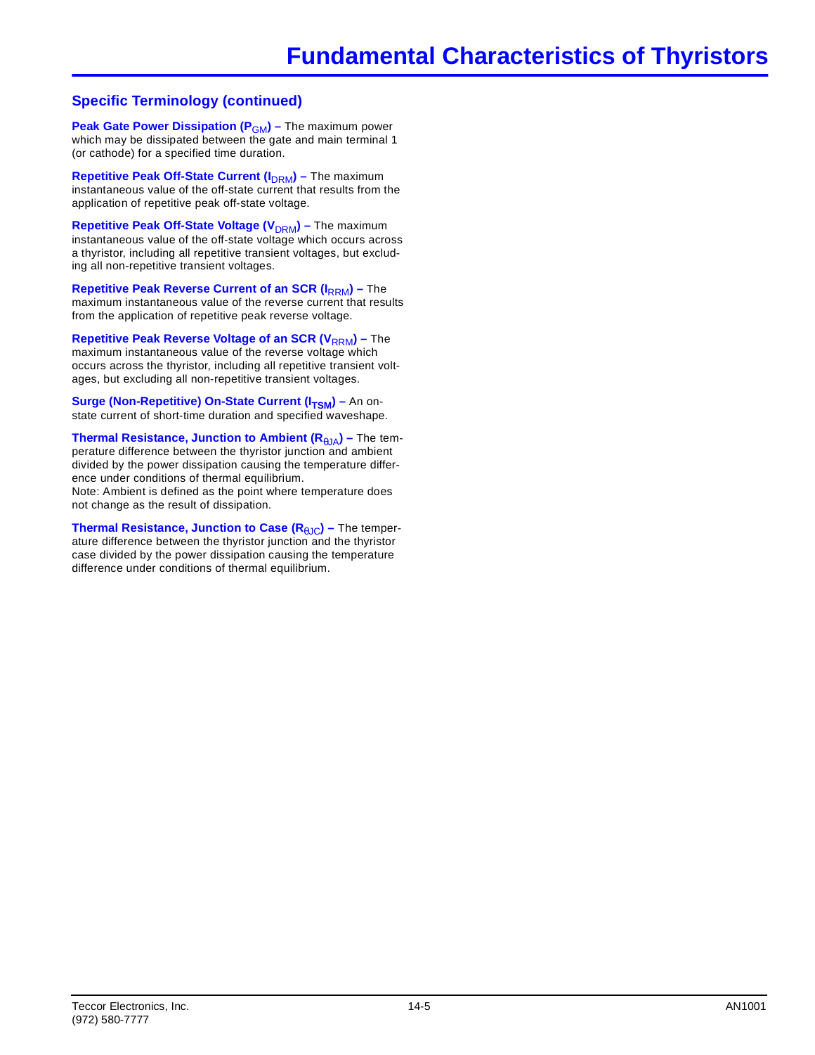## Specific Terminology (continued)

**Peak Gate Power Dissipation ($P_{GM}$) –** The maximum power which may be dissipated between the gate and main terminal 1 (or cathode) for a specified time duration.

**Repetitive Peak Off-State Current ($I_{DRM}$) –** The maximum instantaneous value of the off-state current that results from the application of repetitive peak off-state voltage.

**Repetitive Peak Off-State Voltage ($V_{DRM}$) –** The maximum instantaneous value of the off-state voltage which occurs across a thyristor, including all repetitive transient voltages, but excluding all non-repetitive transient voltages.

**Repetitive Peak Reverse Current of an SCR ($I_{RRM}$) –** The maximum instantaneous value of the reverse current that results from the application of repetitive peak reverse voltage.

**Repetitive Peak Reverse Voltage of an SCR ($V_{RRM}$) –** The maximum instantaneous value of the reverse voltage which occurs across the thyristor, including all repetitive transient voltages, but excluding all non-repetitive transient voltages.

**Surge (Non-Repetitive) On-State Current ($I_{TSM}$) –** An on-state current of short-time duration and specified waveshape.

**Thermal Resistance, Junction to Ambient ($R_{\theta JA}$) –** The temperature difference between the thyristor junction and ambient divided by the power dissipation causing the temperature difference under conditions of thermal equilibrium.
Note: Ambient is defined as the point where temperature does not change as the result of dissipation.

**Thermal Resistance, Junction to Case ($R_{\theta JC}$) –** The temperature difference between the thyristor junction and the thyristor case divided by the power dissipation causing the temperature difference under conditions of thermal equilibrium.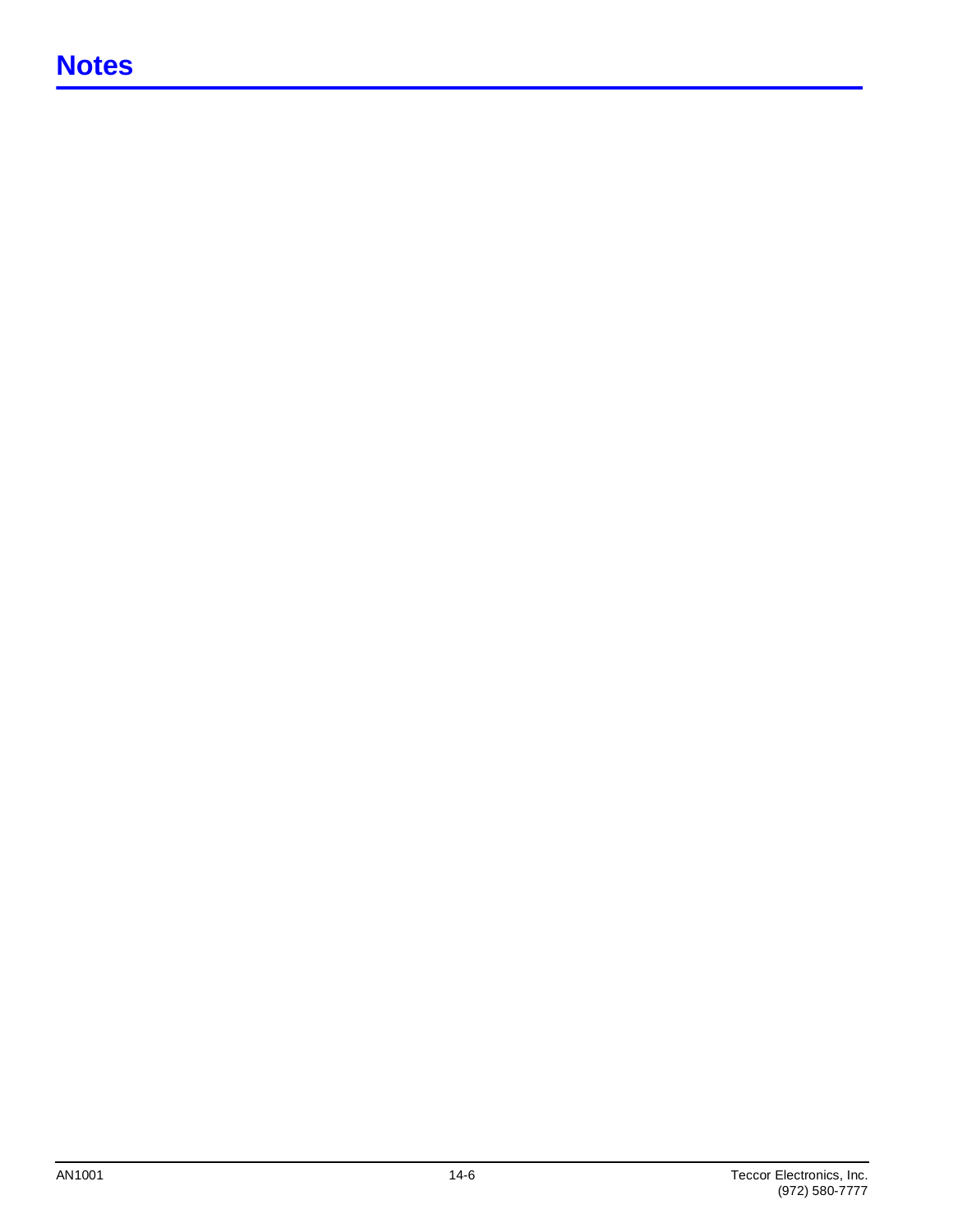# Notes